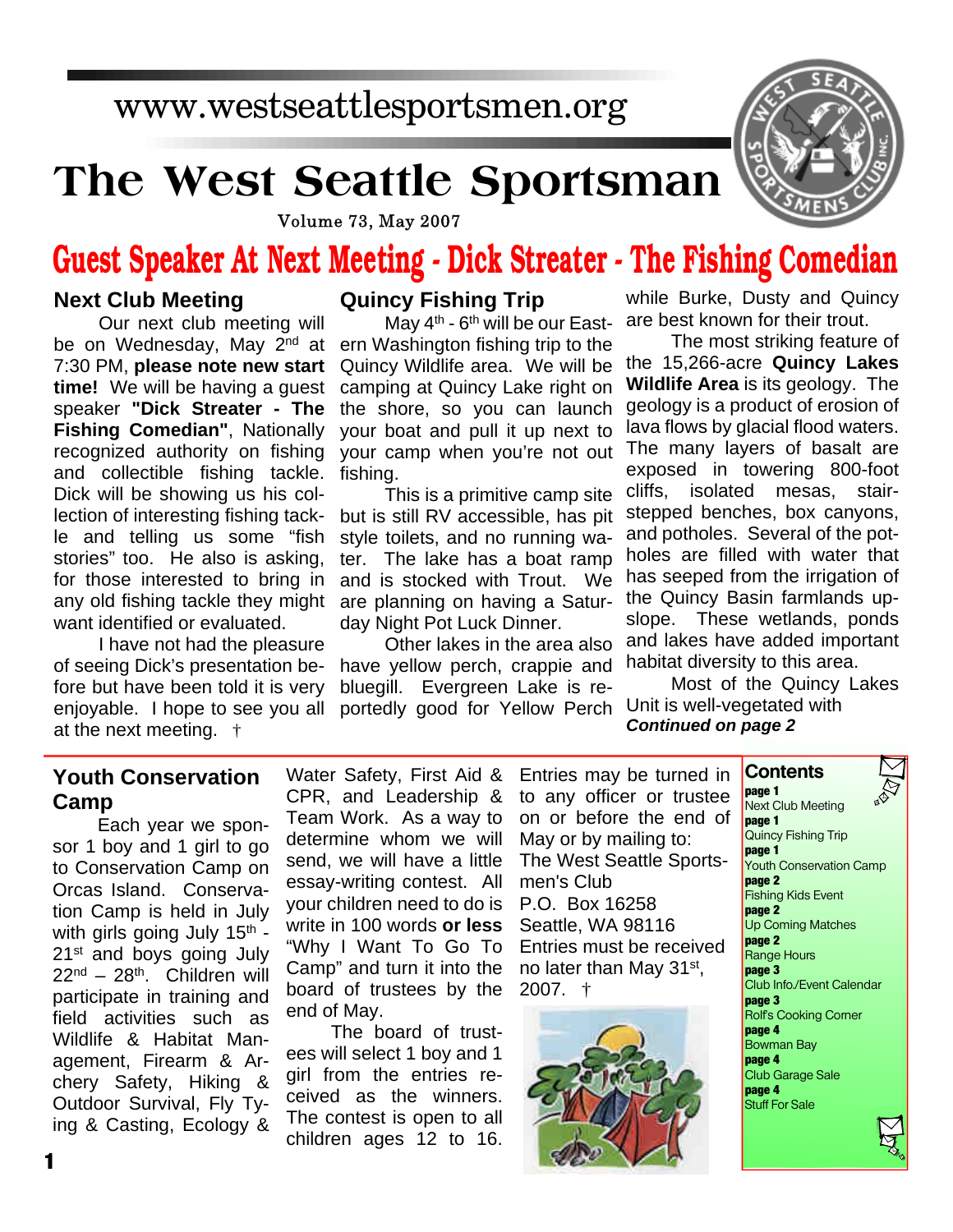www.westseattlesportsmen.org

# The West Seattle Sportsman

Volume 73, May 2007

## Guest Speaker At Next Meeting - Dick Streater - The Fishing Comedian

### Next Club Meeting

Our next club meeting will be on Wednesday, May 2nd at 7:30 PM, **please note new start time!** We will be having a guest speaker **"Dick Streater - The Fishing Comedian"**, Nationally recognized authority on fishing and collectible fishing tackle. Dick will be showing us his collection of interesting fishing tackle and telling us some "fish stories" too. He also is asking, for those interested to bring in any old fishing tackle they might want identified or evaluated.

I have not had the pleasure of seeing Dick's presentation before but have been told it is very enjoyable. I hope to see you all at the next meeting. †

### Quincy Fishing Trip

May 4th - 6th will be our Eastern Washington fishing trip to the Quincy Wildlife area. We will be camping at Quincy Lake right on the shore, so you can launch your boat and pull it up next to your camp when you're not out fishing.

This is a primitive camp site but is still RV accessible, has pit style toilets, and no running water. The lake has a boat ramp and is stocked with Trout. We are planning on having a Saturday Night Pot Luck Dinner.

Other lakes in the area also have yellow perch, crappie and bluegill. Evergreen Lake is reportedly good for Yellow Perch while Burke, Dusty and Quincy are best known for their trout.

The most striking feature of the 15,266-acre **Quincy Lakes Wildlife Area** is its geology. The geology is a product of erosion of lava flows by glacial flood waters. The many layers of basalt are exposed in towering 800-foot cliffs, isolated mesas, stair-stepped benches, box canyons, and potholes. Several of the potholes are filled with water that has seeped from the irrigation of the Quincy Basin farmlands upslope. These wetlands, ponds and lakes have added important habitat diversity to this area.

Most of the Quincy Lakes Unit is well-vegetated with

***Continued on page 2***

### Youth Conservation Camp

Each year we sponsor 1 boy and 1 girl to go to Conservation Camp on Orcas Island. Conservation Camp is held in July with girls going July 15th - 21st and boys going July 22nd – 28th. Children will participate in training and field activities such as Wildlife & Habitat Management, Firearm & Archery Safety, Hiking & Outdoor Survival, Fly Tying & Casting, Ecology & Water Safety, First Aid & CPR, and Leadership & Team Work. As a way to determine whom we will send, we will have a little essay-writing contest. All your children need to do is write in 100 words **or less** "Why I Want To Go To Camp" and turn it into the board of trustees by the end of May.

The board of trustees will select 1 boy and 1 girl from the entries received as the winners. The contest is open to all children ages 12 to 16. Entries may be turned in to any officer or trustee on or before the end of May or by mailing to:

The West Seattle Sportsmen's Club
P.O. Box 16258
Seattle, WA 98116

Entries must be received no later than May 31st, 2007. †

### Contents

**page 1** Next Club Meeting
**page 1** Quincy Fishing Trip
**page 1** Youth Conservation Camp
**page 2** Fishing Kids Event
**page 2** Up Coming Matches
**page 2** Range Hours
**page 3** Club Info./Event Calendar
**page 3** Rolf's Cooking Corner
**page 4** Bowman Bay
**page 4** Club Garage Sale
**page 4** Stuff For Sale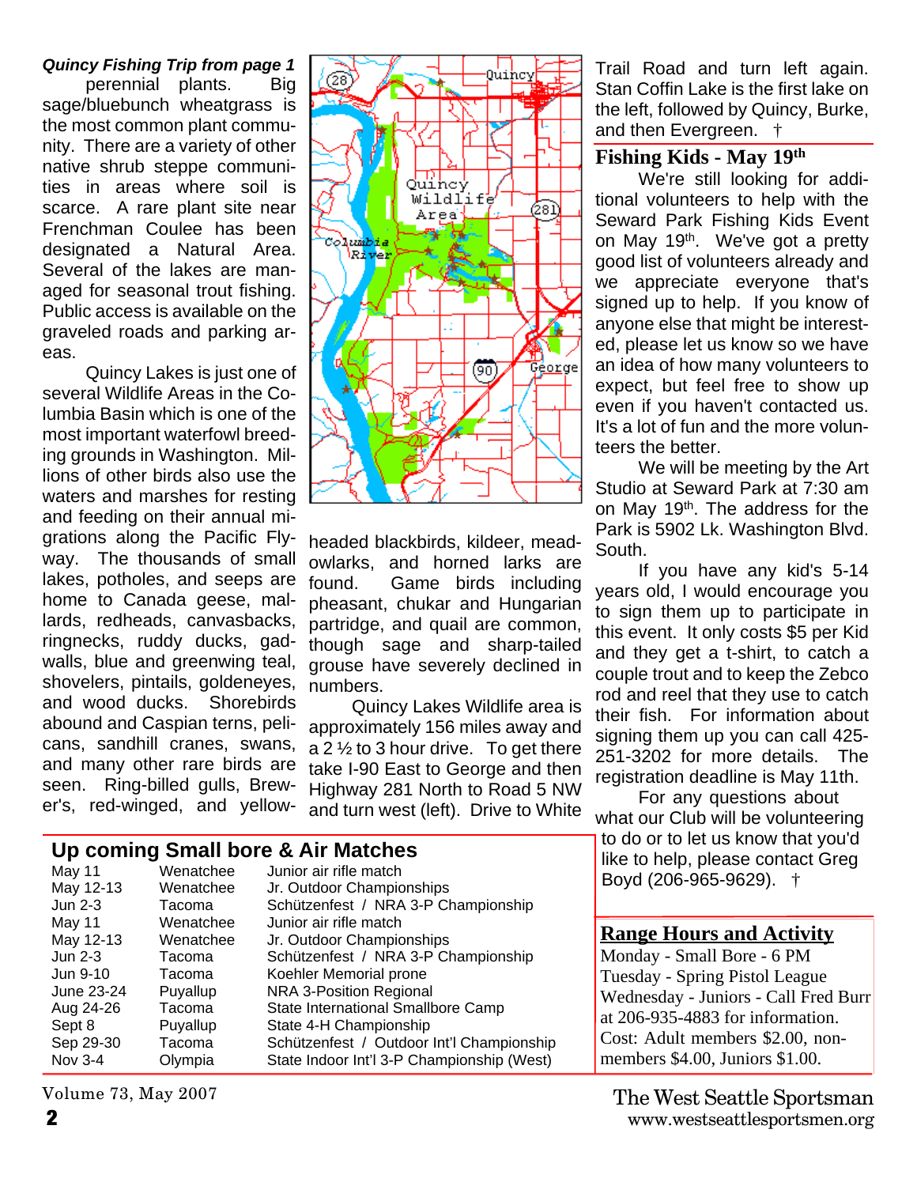***Quincy Fishing Trip from page 1***

perennial plants. Big sage/bluebunch wheatgrass is the most common plant community. There are a variety of other native shrub steppe communities in areas where soil is scarce. A rare plant site near Frenchman Coulee has been designated a Natural Area. Several of the lakes are managed for seasonal trout fishing. Public access is available on the graveled roads and parking areas.

Quincy Lakes is just one of several Wildlife Areas in the Columbia Basin which is one of the most important waterfowl breeding grounds in Washington. Millions of other birds also use the waters and marshes for resting and feeding on their annual migrations along the Pacific Flyway. The thousands of small lakes, potholes, and seeps are home to Canada geese, mallards, redheads, canvasbacks, ringnecks, ruddy ducks, gadwalls, blue and greenwing teal, shovelers, pintails, goldeneyes, and wood ducks. Shorebirds abound and Caspian terns, pelicans, sandhill cranes, swans, and many other rare birds are seen. Ring-billed gulls, Brewer's, red-winged, and yellow-headed blackbirds, kildeer, meadowlarks, and horned larks are found. Game birds including pheasant, chukar and Hungarian partridge, and quail are common, though sage and sharp-tailed grouse have severely declined in numbers.

Quincy Lakes Wildlife area is approximately 156 miles away and a 2 ½ to 3 hour drive. To get there take I-90 East to George and then Highway 281 North to Road 5 NW and turn west (left). Drive to White Trail Road and turn left again. Stan Coffin Lake is the first lake on the left, followed by Quincy, Burke, and then Evergreen. †

## Fishing Kids - May 19th

We're still looking for additional volunteers to help with the Seward Park Fishing Kids Event on May 19th. We've got a pretty good list of volunteers already and we appreciate everyone that's signed up to help. If you know of anyone else that might be interested, please let us know so we have an idea of how many volunteers to expect, but feel free to show up even if you haven't contacted us. It's a lot of fun and the more volunteers the better.

We will be meeting by the Art Studio at Seward Park at 7:30 am on May 19th. The address for the Park is 5902 Lk. Washington Blvd. South.

If you have any kid's 5-14 years old, I would encourage you to sign them up to participate in this event. It only costs $5 per Kid and they get a t-shirt, to catch a couple trout and to keep the Zebco rod and reel that they use to catch their fish. For information about signing them up you can call 425-251-3202 for more details. The registration deadline is May 11th.

For any questions about what our Club will be volunteering to do or to let us know that you'd like to help, please contact Greg Boyd (206-965-9629). †

## Up coming Small bore & Air Matches

| Date | Location | Event |
|---|---|---|
| May 11 | Wenatchee | Junior air rifle match |
| May 12-13 | Wenatchee | Jr. Outdoor Championships |
| Jun 2-3 | Tacoma | Schützenfest / NRA 3-P Championship |
| May 11 | Wenatchee | Junior air rifle match |
| May 12-13 | Wenatchee | Jr. Outdoor Championships |
| Jun 2-3 | Tacoma | Schützenfest / NRA 3-P Championship |
| Jun 9-10 | Tacoma | Koehler Memorial prone |
| June 23-24 | Puyallup | NRA 3-Position Regional |
| Aug 24-26 | Tacoma | State International Smallbore Camp |
| Sept 8 | Puyallup | State 4-H Championship |
| Sep 29-30 | Tacoma | Schützenfest / Outdoor Int'l Championship |
| Nov 3-4 | Olympia | State Indoor Int'l 3-P Championship (West) |

## Range Hours and Activity

Monday - Small Bore - 6 PM
Tuesday - Spring Pistol League
Wednesday - Juniors - Call Fred Burr at 206-935-4883 for information.
Cost: Adult members $2.00, non-members $4.00, Juniors $1.00.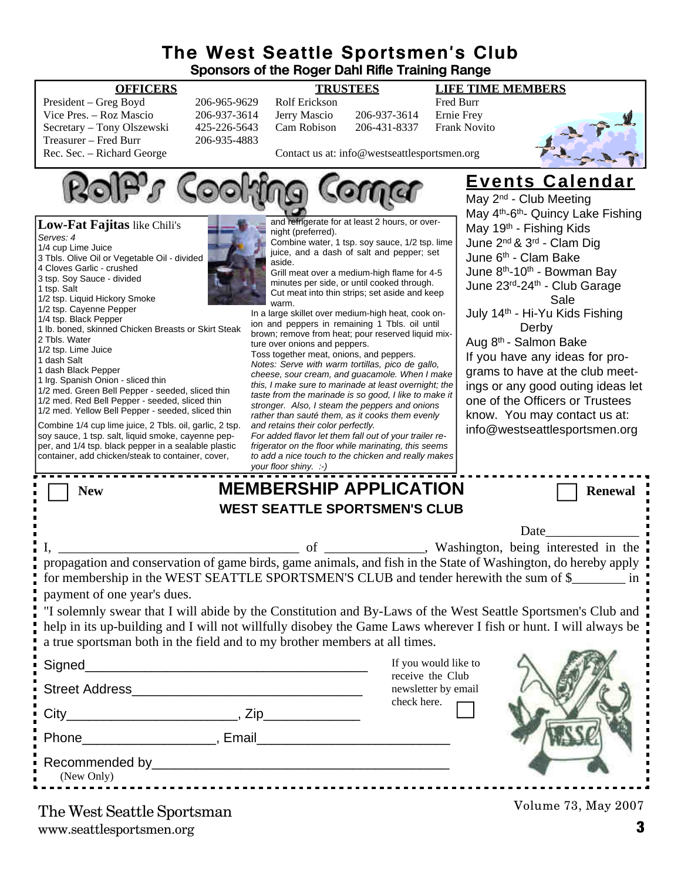# The West Seattle Sportsmen's Club

### Sponsors of the Roger Dahl Rifle Training Range

| OFFICERS | | TRUSTEES | | LIFE TIME MEMBERS |
|---|---|---|---|---|
| President – Greg Boyd | 206-965-9629 | Rolf Erickson | | Fred Burr |
| Vice Pres. – Roz Mascio | 206-937-3614 | Jerry Mascio | 206-937-3614 | Ernie Frey |
| Secretary – Tony Olszewski | 425-226-5643 | Cam Robison | 206-431-8337 | Frank Novito |
| Treasurer – Fred Burr | 206-935-4883 | | | |
| Rec. Sec. – Richard George | | Contact us at: info@westseattlesportsmen.org | | |

## Rolf's Cooking Corner

**Low-Fat Fajitas** like Chili's

*Serves: 4*

- 1/4 cup Lime Juice
- 3 Tbls. Olive Oil or Vegetable Oil - divided
- 4 Cloves Garlic - crushed
- 3 tsp. Soy Sauce - divided
- 1 tsp. Salt
- 1/2 tsp. Liquid Hickory Smoke
- 1/2 tsp. Cayenne Pepper
- 1/4 tsp. Black Pepper
- 1 lb. boned, skinned Chicken Breasts or Skirt Steak
- 2 Tbls. Water
- 1/2 tsp. Lime Juice
- 1 dash Salt
- 1 dash Black Pepper
- 1 lrg. Spanish Onion - sliced thin
- 1/2 med. Green Bell Pepper - seeded, sliced thin
- 1/2 med. Red Bell Pepper - seeded, sliced thin
- 1/2 med. Yellow Bell Pepper - seeded, sliced thin

Combine 1/4 cup lime juice, 2 Tbls. oil, garlic, 2 tsp. soy sauce, 1 tsp. salt, liquid smoke, cayenne pepper, and 1/4 tsp. black pepper in a sealable plastic container, add chicken/steak to container, cover, and refrigerate for at least 2 hours, or overnight (preferred).

Combine water, 1 tsp. soy sauce, 1/2 tsp. lime juice, and a dash of salt and pepper; set aside.

Grill meat over a medium-high flame for 4-5 minutes per side, or until cooked through. Cut meat into thin strips; set aside and keep warm.

In a large skillet over medium-high heat, cook onion and peppers in remaining 1 Tbls. oil until brown; remove from heat; pour reserved liquid mixture over onions and peppers.

Toss together meat, onions, and peppers.

*Notes: Serve with warm tortillas, pico de gallo, cheese, sour cream, and guacamole. When I make this, I make sure to marinade at least overnight; the taste from the marinade is so good, I like to make it stronger. Also, I steam the peppers and onions rather than sauté them, as it cooks them evenly and retains their color perfectly.*

*For added flavor let them fall out of your trailer refrigerator on the floor while marinating, this seems to add a nice touch to the chicken and really makes your floor shiny. :-)*

## Events Calendar

- May 2nd - Club Meeting
- May 4th-6th - Quincy Lake Fishing
- May 19th - Fishing Kids
- June 2nd & 3rd - Clam Dig
- June 6th - Clam Bake
- June 8th-10th - Bowman Bay
- June 23rd-24th - Club Garage Sale
- July 14th - Hi-Yu Kids Fishing Derby
- Aug 8th - Salmon Bake

If you have any ideas for programs to have at the club meetings or any good outing ideas let one of the Officers or Trustees know. You may contact us at: info@westseattlesportsmen.org

---

☐ New ☐ Renewal

## MEMBERSHIP APPLICATION

### WEST SEATTLE SPORTSMEN'S CLUB

Date______________

I, ____________________________________ of _______________, Washington, being interested in the propagation and conservation of game birds, game animals, and fish in the State of Washington, do hereby apply for membership in the WEST SEATTLE SPORTSMEN'S CLUB and tender herewith the sum of $________ in payment of one year's dues.

"I solemnly swear that I will abide by the Constitution and By-Laws of the West Seattle Sportsmen's Club and help in its up-building and I will not willfully disobey the Game Laws wherever I fish or hunt. I will always be a true sportsman both in the field and to my brother members at all times.

Signed_______________________________________

Street Address________________________________

City_______________________, Zip_____________

Phone__________________, Email__________________________

Recommended by________________________________________
(New Only)

If you would like to receive the Club newsletter by email check here. ☐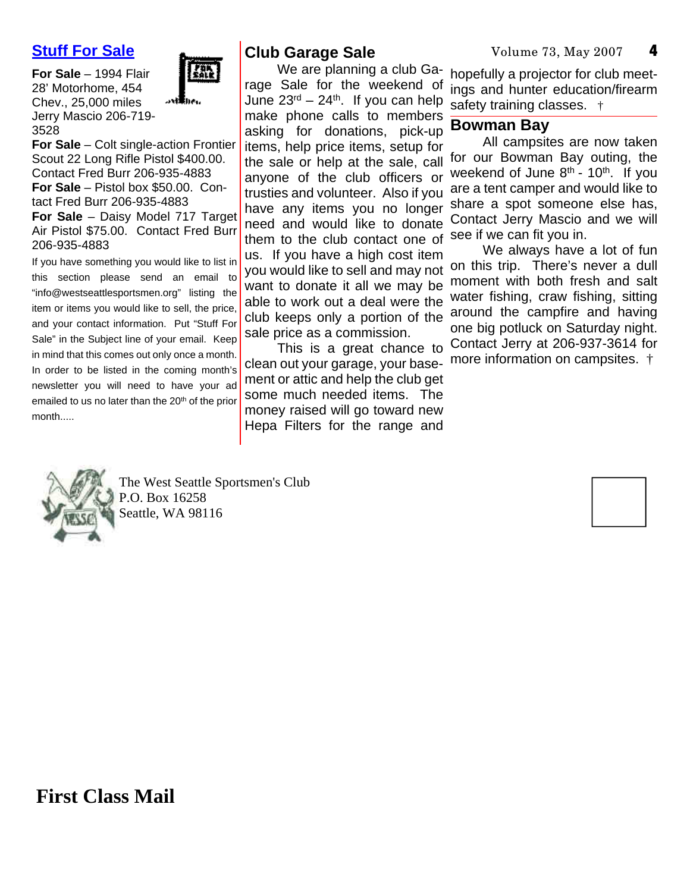## Stuff For Sale

**For Sale** – 1994 Flair 28' Motorhome, 454 Chev., 25,000 miles Jerry Mascio 206-719-3528

**For Sale** – Colt single-action Frontier Scout 22 Long Rifle Pistol $400.00. Contact Fred Burr 206-935-4883

**For Sale** – Pistol box $50.00. Contact Fred Burr 206-935-4883

**For Sale** – Daisy Model 717 Target Air Pistol $75.00. Contact Fred Burr 206-935-4883

If you have something you would like to list in this section please send an email to "info@westseattlesportsmen.org" listing the item or items you would like to sell, the price, and your contact information. Put "Stuff For Sale" in the Subject line of your email. Keep in mind that this comes out only once a month. In order to be listed in the coming month's newsletter you will need to have your ad emailed to us no later than the 20th of the prior month.....

## Club Garage Sale

We are planning a club Garage Sale for the weekend of June 23rd – 24th. If you can help make phone calls to members asking for donations, pick-up items, help price items, setup for the sale or help at the sale, call anyone of the club officers or trusties and volunteer. Also if you have any items you no longer need and would like to donate them to the club contact one of us. If you have a high cost item you would like to sell and may not want to donate it all we may be able to work out a deal were the club keeps only a portion of the sale price as a commission.

This is a great chance to clean out your garage, your basement or attic and help the club get some much needed items. The money raised will go toward new Hepa Filters for the range and hopefully a projector for club meetings and hunter education/firearm safety training classes. †

## Bowman Bay

All campsites are now taken for our Bowman Bay outing, the weekend of June 8th - 10th. If you are a tent camper and would like to share a spot someone else has, Contact Jerry Mascio and we will see if we can fit you in.

We always have a lot of fun on this trip. There's never a dull moment with both fresh and salt water fishing, craw fishing, sitting around the campfire and having one big potluck on Saturday night. Contact Jerry at 206-937-3614 for more information on campsites. †

The West Seattle Sportsmen's Club
P.O. Box 16258
Seattle, WA 98116

**First Class Mail**